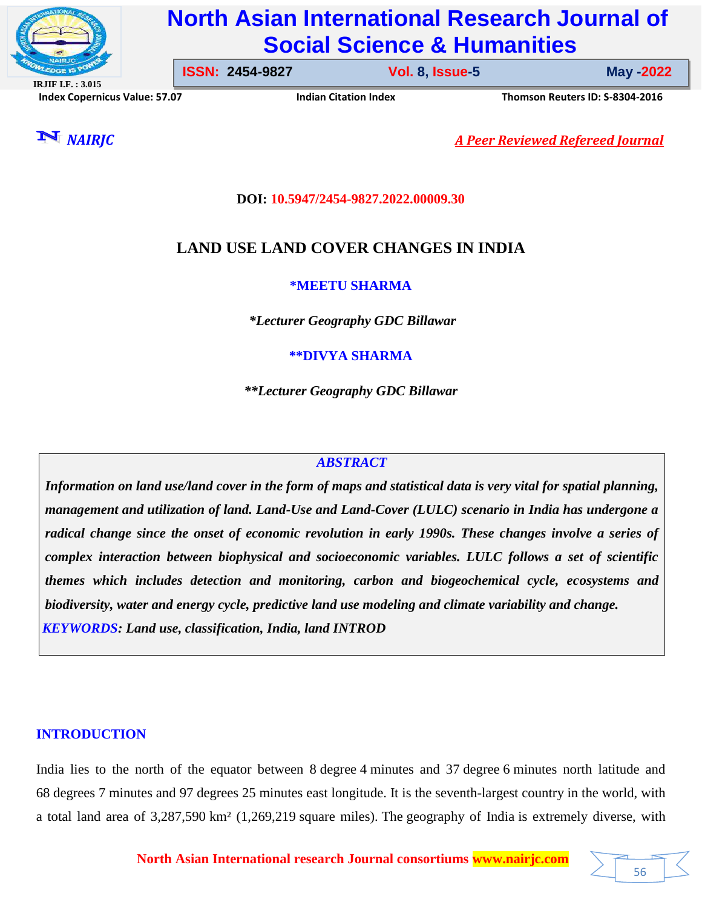DOI: 10.5947/2454-9827.2022.00009.30

# LAND USE LAND COVER CHANGES IN INDIA

**\*MEETU SHARMA**

*\*Lecturer Geography GDC Billawar*

**\*\*DIVYA SHARMA**

*\*\*Lecturer Geography GDC Billawar*

## ABSTRACT

***Information on land use/land cover in the form of maps and statistical data is very vital for spatial planning, management and utilization of land. Land-Use and Land-Cover (LULC) scenario in India has undergone a radical change since the onset of economic revolution in early 1990s. These changes involve a series of complex interaction between biophysical and socioeconomic variables. LULC follows a set of scientific themes which includes detection and monitoring, carbon and biogeochemical cycle, ecosystems and biodiversity, water and energy cycle, predictive land use modeling and climate variability and change.***

***KEYWORDS: Land use, classification, India, land INTROD***

## INTRODUCTION

India lies to the north of the equator between 8 degree 4 minutes and 37 degree 6 minutes north latitude and 68 degrees 7 minutes and 97 degrees 25 minutes east longitude. It is the seventh-largest country in the world, with a total land area of 3,287,590 km² (1,269,219 square miles). The geography of India is extremely diverse, with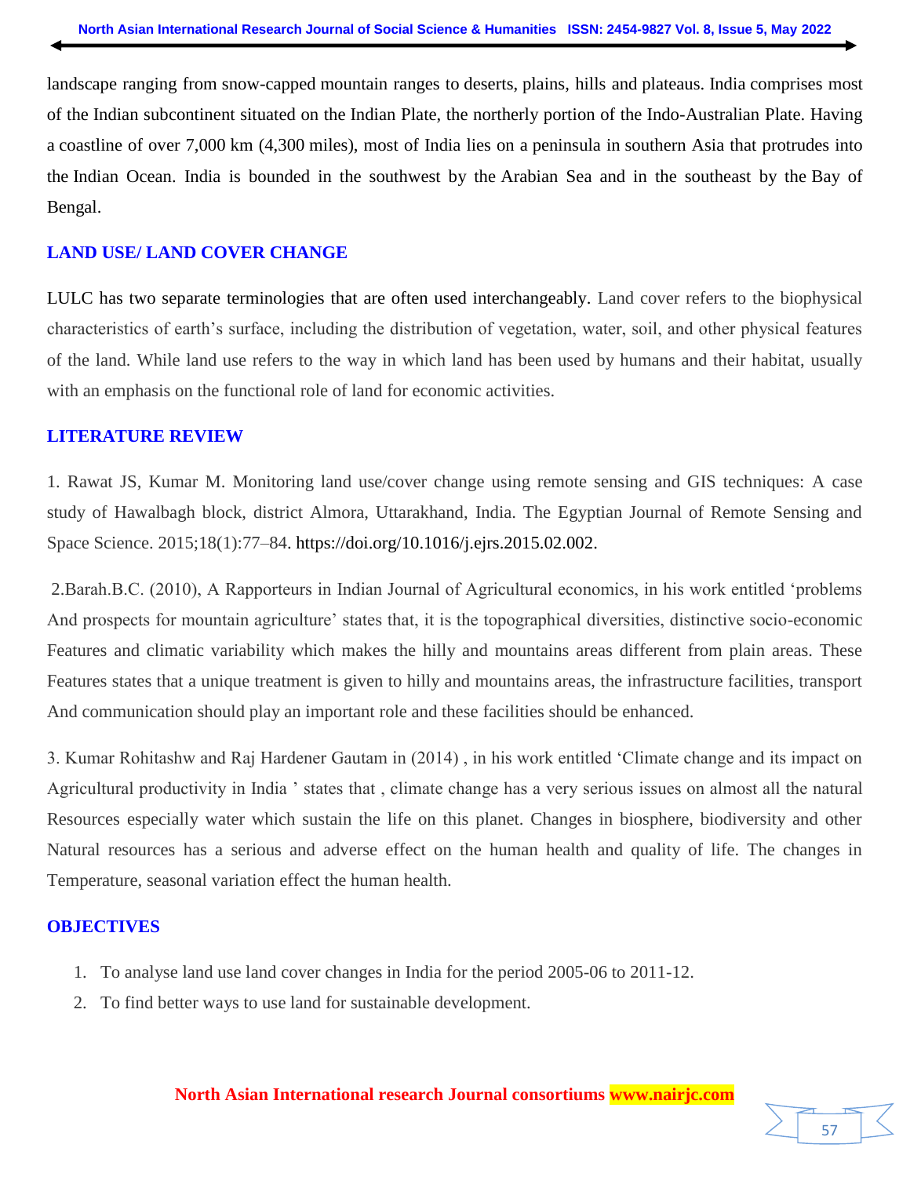landscape ranging from snow-capped mountain ranges to deserts, plains, hills and plateaus. India comprises most of the Indian subcontinent situated on the Indian Plate, the northerly portion of the Indo-Australian Plate. Having a coastline of over 7,000 km (4,300 miles), most of India lies on a peninsula in southern Asia that protrudes into the Indian Ocean. India is bounded in the southwest by the Arabian Sea and in the southeast by the Bay of Bengal.

## LAND USE/ LAND COVER CHANGE

LULC has two separate terminologies that are often used interchangeably. Land cover refers to the biophysical characteristics of earth's surface, including the distribution of vegetation, water, soil, and other physical features of the land. While land use refers to the way in which land has been used by humans and their habitat, usually with an emphasis on the functional role of land for economic activities.

## LITERATURE REVIEW

1. Rawat JS, Kumar M. Monitoring land use/cover change using remote sensing and GIS techniques: A case study of Hawalbagh block, district Almora, Uttarakhand, India. The Egyptian Journal of Remote Sensing and Space Science. 2015;18(1):77–84. https://doi.org/10.1016/j.ejrs.2015.02.002.

2.Barah.B.C. (2010), A Rapporteurs in Indian Journal of Agricultural economics, in his work entitled 'problems And prospects for mountain agriculture' states that, it is the topographical diversities, distinctive socio-economic Features and climatic variability which makes the hilly and mountains areas different from plain areas. These Features states that a unique treatment is given to hilly and mountains areas, the infrastructure facilities, transport And communication should play an important role and these facilities should be enhanced.

3. Kumar Rohitashw and Raj Hardener Gautam in (2014) , in his work entitled 'Climate change and its impact on Agricultural productivity in India ' states that , climate change has a very serious issues on almost all the natural Resources especially water which sustain the life on this planet. Changes in biosphere, biodiversity and other Natural resources has a serious and adverse effect on the human health and quality of life. The changes in Temperature, seasonal variation effect the human health.

## OBJECTIVES

1. To analyse land use land cover changes in India for the period 2005-06 to 2011-12.
2. To find better ways to use land for sustainable development.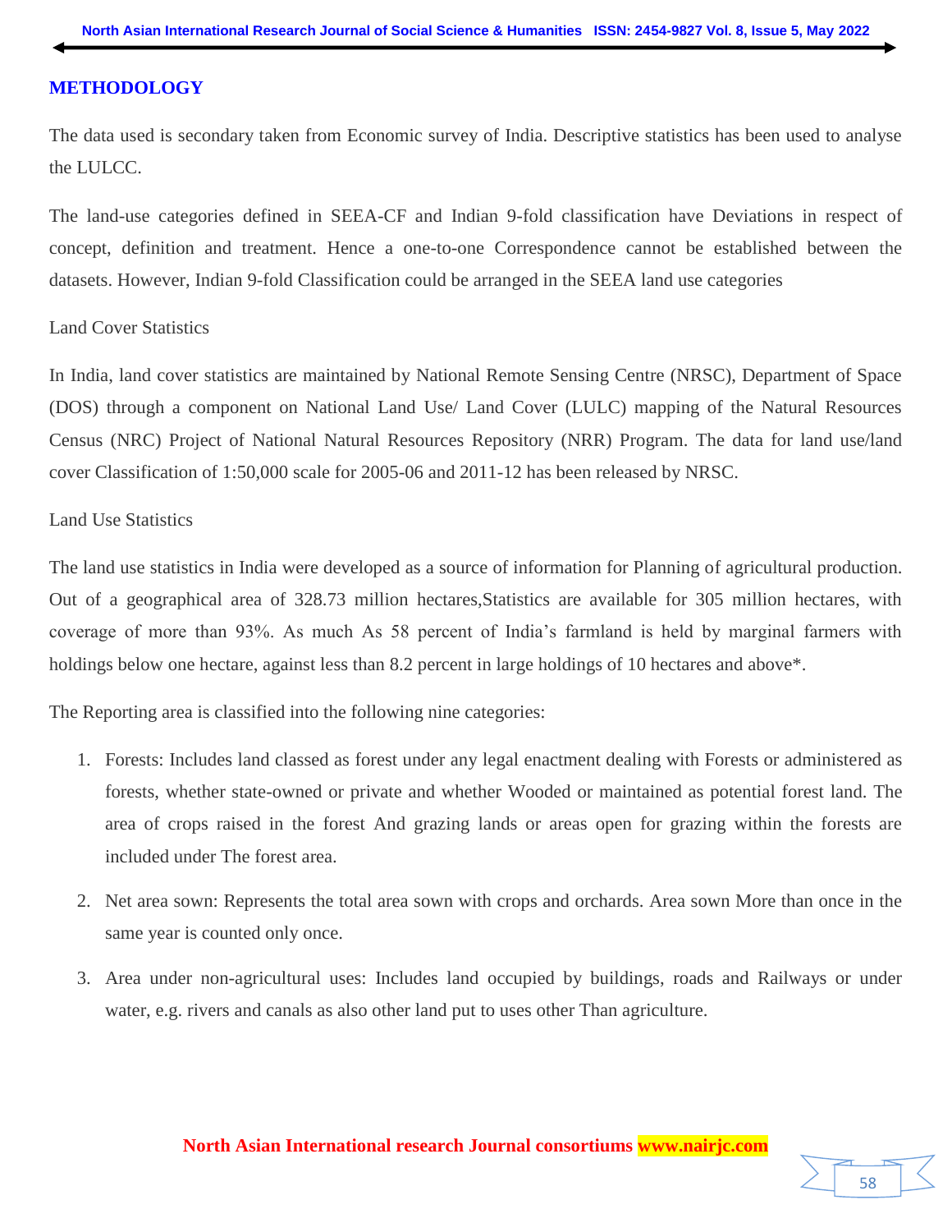## METHODOLOGY

The data used is secondary taken from Economic survey of India. Descriptive statistics has been used to analyse the LULCC.

The land-use categories defined in SEEA-CF and Indian 9-fold classification have Deviations in respect of concept, definition and treatment. Hence a one-to-one Correspondence cannot be established between the datasets. However, Indian 9-fold Classification could be arranged in the SEEA land use categories

Land Cover Statistics

In India, land cover statistics are maintained by National Remote Sensing Centre (NRSC), Department of Space (DOS) through a component on National Land Use/ Land Cover (LULC) mapping of the Natural Resources Census (NRC) Project of National Natural Resources Repository (NRR) Program. The data for land use/land cover Classification of 1:50,000 scale for 2005-06 and 2011-12 has been released by NRSC.

Land Use Statistics

The land use statistics in India were developed as a source of information for Planning of agricultural production. Out of a geographical area of 328.73 million hectares,Statistics are available for 305 million hectares, with coverage of more than 93%. As much As 58 percent of India's farmland is held by marginal farmers with holdings below one hectare, against less than 8.2 percent in large holdings of 10 hectares and above*.

The Reporting area is classified into the following nine categories:

1. Forests: Includes land classed as forest under any legal enactment dealing with Forests or administered as forests, whether state-owned or private and whether Wooded or maintained as potential forest land. The area of crops raised in the forest And grazing lands or areas open for grazing within the forests are included under The forest area.
2. Net area sown: Represents the total area sown with crops and orchards. Area sown More than once in the same year is counted only once.
3. Area under non-agricultural uses: Includes land occupied by buildings, roads and Railways or under water, e.g. rivers and canals as also other land put to uses other Than agriculture.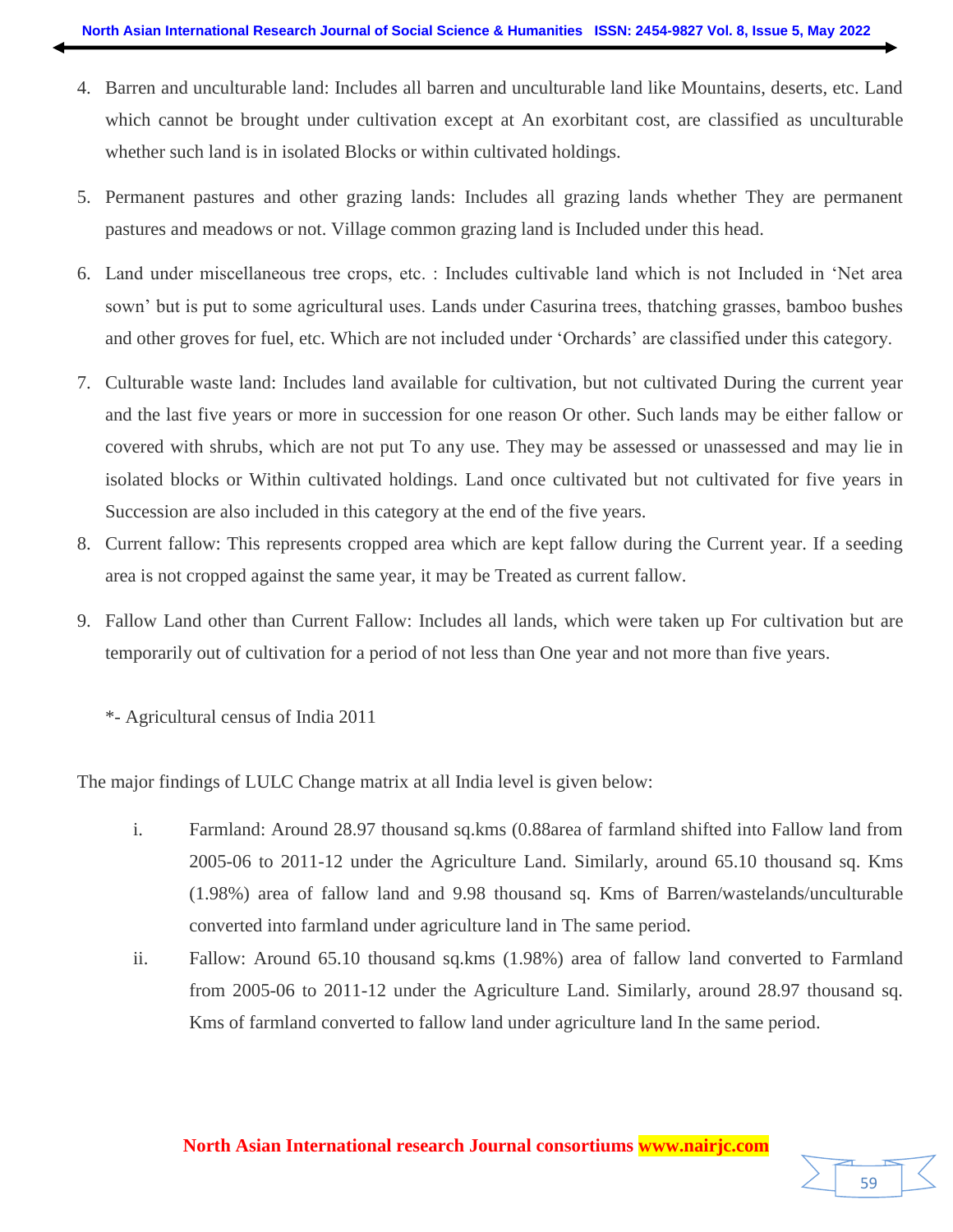4. Barren and unculturable land: Includes all barren and unculturable land like Mountains, deserts, etc. Land which cannot be brought under cultivation except at An exorbitant cost, are classified as unculturable whether such land is in isolated Blocks or within cultivated holdings.

5. Permanent pastures and other grazing lands: Includes all grazing lands whether They are permanent pastures and meadows or not. Village common grazing land is Included under this head.

6. Land under miscellaneous tree crops, etc. : Includes cultivable land which is not Included in 'Net area sown' but is put to some agricultural uses. Lands under Casurina trees, thatching grasses, bamboo bushes and other groves for fuel, etc. Which are not included under 'Orchards' are classified under this category.

7. Culturable waste land: Includes land available for cultivation, but not cultivated During the current year and the last five years or more in succession for one reason Or other. Such lands may be either fallow or covered with shrubs, which are not put To any use. They may be assessed or unassessed and may lie in isolated blocks or Within cultivated holdings. Land once cultivated but not cultivated for five years in Succession are also included in this category at the end of the five years.

8. Current fallow: This represents cropped area which are kept fallow during the Current year. If a seeding area is not cropped against the same year, it may be Treated as current fallow.

9. Fallow Land other than Current Fallow: Includes all lands, which were taken up For cultivation but are temporarily out of cultivation for a period of not less than One year and not more than five years.

*- Agricultural census of India 2011

The major findings of LULC Change matrix at all India level is given below:

i. Farmland: Around 28.97 thousand sq.kms (0.88area of farmland shifted into Fallow land from 2005-06 to 2011-12 under the Agriculture Land. Similarly, around 65.10 thousand sq. Kms (1.98%) area of fallow land and 9.98 thousand sq. Kms of Barren/wastelands/unculturable converted into farmland under agriculture land in The same period.

ii. Fallow: Around 65.10 thousand sq.kms (1.98%) area of fallow land converted to Farmland from 2005-06 to 2011-12 under the Agriculture Land. Similarly, around 28.97 thousand sq. Kms of farmland converted to fallow land under agriculture land In the same period.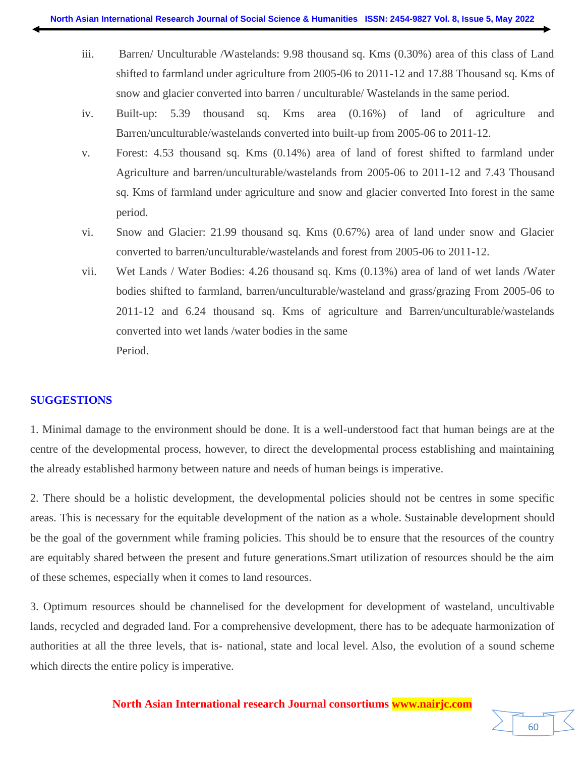iii. Barren/ Unculturable /Wastelands: 9.98 thousand sq. Kms (0.30%) area of this class of Land shifted to farmland under agriculture from 2005-06 to 2011-12 and 17.88 Thousand sq. Kms of snow and glacier converted into barren / unculturable/ Wastelands in the same period.

iv. Built-up: 5.39 thousand sq. Kms area (0.16%) of land of agriculture and Barren/unculturable/wastelands converted into built-up from 2005-06 to 2011-12.

v. Forest: 4.53 thousand sq. Kms (0.14%) area of land of forest shifted to farmland under Agriculture and barren/unculturable/wastelands from 2005-06 to 2011-12 and 7.43 Thousand sq. Kms of farmland under agriculture and snow and glacier converted Into forest in the same period.

vi. Snow and Glacier: 21.99 thousand sq. Kms (0.67%) area of land under snow and Glacier converted to barren/unculturable/wastelands and forest from 2005-06 to 2011-12.

vii. Wet Lands / Water Bodies: 4.26 thousand sq. Kms (0.13%) area of land of wet lands /Water bodies shifted to farmland, barren/unculturable/wasteland and grass/grazing From 2005-06 to 2011-12 and 6.24 thousand sq. Kms of agriculture and Barren/unculturable/wastelands converted into wet lands /water bodies in the same Period.

## SUGGESTIONS

1. Minimal damage to the environment should be done. It is a well-understood fact that human beings are at the centre of the developmental process, however, to direct the developmental process establishing and maintaining the already established harmony between nature and needs of human beings is imperative.

2. There should be a holistic development, the developmental policies should not be centres in some specific areas. This is necessary for the equitable development of the nation as a whole. Sustainable development should be the goal of the government while framing policies. This should be to ensure that the resources of the country are equitably shared between the present and future generations.Smart utilization of resources should be the aim of these schemes, especially when it comes to land resources.

3. Optimum resources should be channelised for the development for development of wasteland, uncultivable lands, recycled and degraded land. For a comprehensive development, there has to be adequate harmonization of authorities at all the three levels, that is- national, state and local level. Also, the evolution of a sound scheme which directs the entire policy is imperative.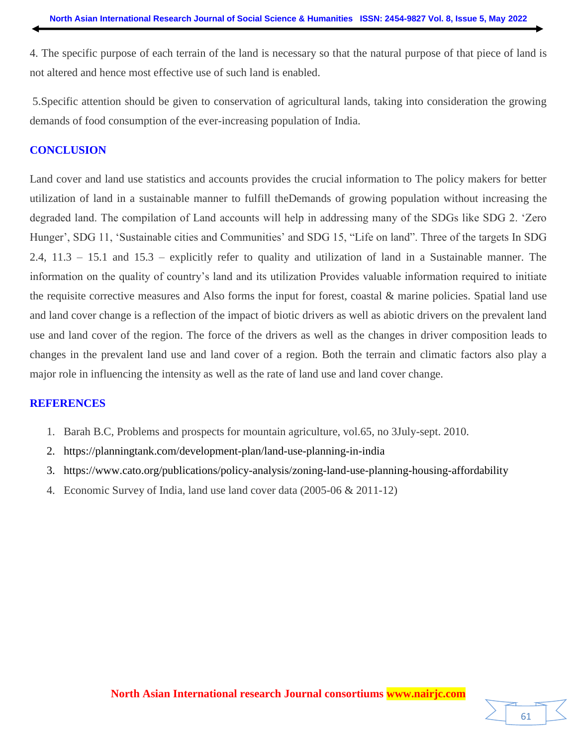4. The specific purpose of each terrain of the land is necessary so that the natural purpose of that piece of land is not altered and hence most effective use of such land is enabled.

5.Specific attention should be given to conservation of agricultural lands, taking into consideration the growing demands of food consumption of the ever-increasing population of India.

## CONCLUSION

Land cover and land use statistics and accounts provides the crucial information to The policy makers for better utilization of land in a sustainable manner to fulfill theDemands of growing population without increasing the degraded land. The compilation of Land accounts will help in addressing many of the SDGs like SDG 2. 'Zero Hunger', SDG 11, 'Sustainable cities and Communities' and SDG 15, "Life on land". Three of the targets In SDG 2.4, 11.3 – 15.1 and 15.3 – explicitly refer to quality and utilization of land in a Sustainable manner. The information on the quality of country's land and its utilization Provides valuable information required to initiate the requisite corrective measures and Also forms the input for forest, coastal & marine policies. Spatial land use and land cover change is a reflection of the impact of biotic drivers as well as abiotic drivers on the prevalent land use and land cover of the region. The force of the drivers as well as the changes in driver composition leads to changes in the prevalent land use and land cover of a region. Both the terrain and climatic factors also play a major role in influencing the intensity as well as the rate of land use and land cover change.

## REFERENCES

1. Barah B.C, Problems and prospects for mountain agriculture, vol.65, no 3July-sept. 2010.
2. https://planningtank.com/development-plan/land-use-planning-in-india
3. https://www.cato.org/publications/policy-analysis/zoning-land-use-planning-housing-affordability
4. Economic Survey of India, land use land cover data (2005-06 & 2011-12)